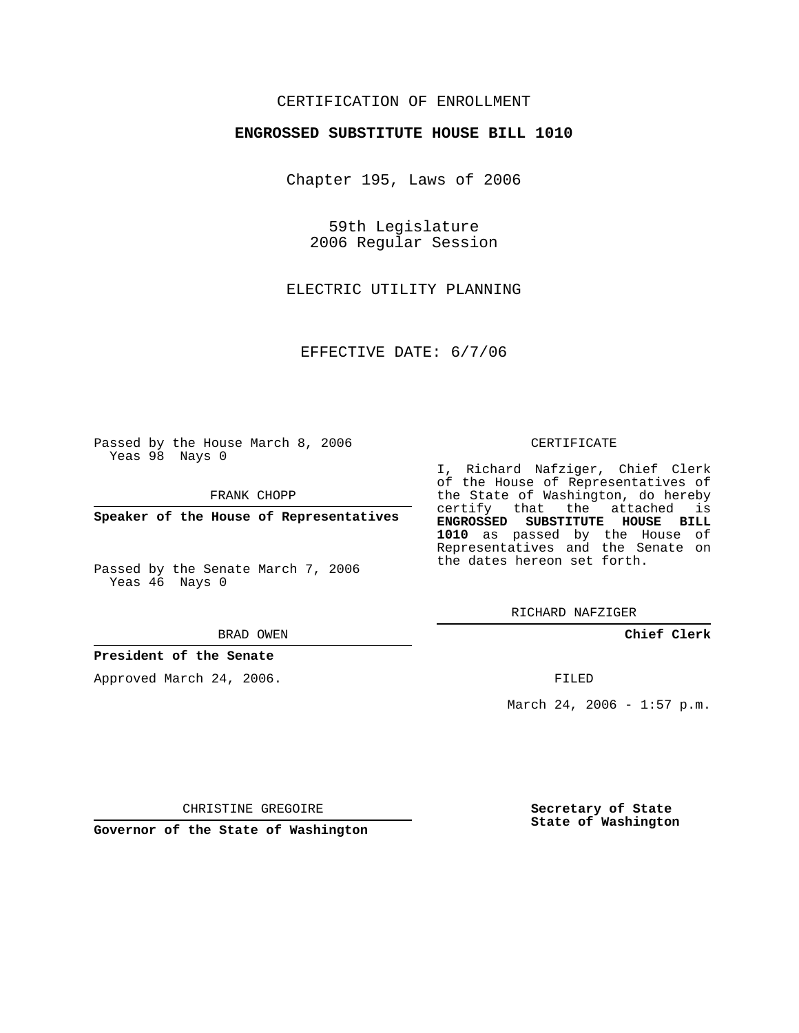CERTIFICATION OF ENROLLMENT

**ENGROSSED SUBSTITUTE HOUSE BILL 1010**

Chapter 195, Laws of 2006

59th Legislature
2006 Regular Session

ELECTRIC UTILITY PLANNING

EFFECTIVE DATE: 6/7/06

Passed by the House March 8, 2006
Yeas 98 Nays 0

FRANK CHOPP

**Speaker of the House of Representatives**

Passed by the Senate March 7, 2006
Yeas 46 Nays 0

BRAD OWEN

**President of the Senate**

Approved March 24, 2006.

CHRISTINE GREGOIRE

**Governor of the State of Washington**

CERTIFICATE

I, Richard Nafziger, Chief Clerk of the House of Representatives of the State of Washington, do hereby certify that the attached is **ENGROSSED SUBSTITUTE HOUSE BILL 1010** as passed by the House of Representatives and the Senate on the dates hereon set forth.

RICHARD NAFZIGER

**Chief Clerk**

FILED

March 24, 2006 - 1:57 p.m.

**Secretary of State**
**State of Washington**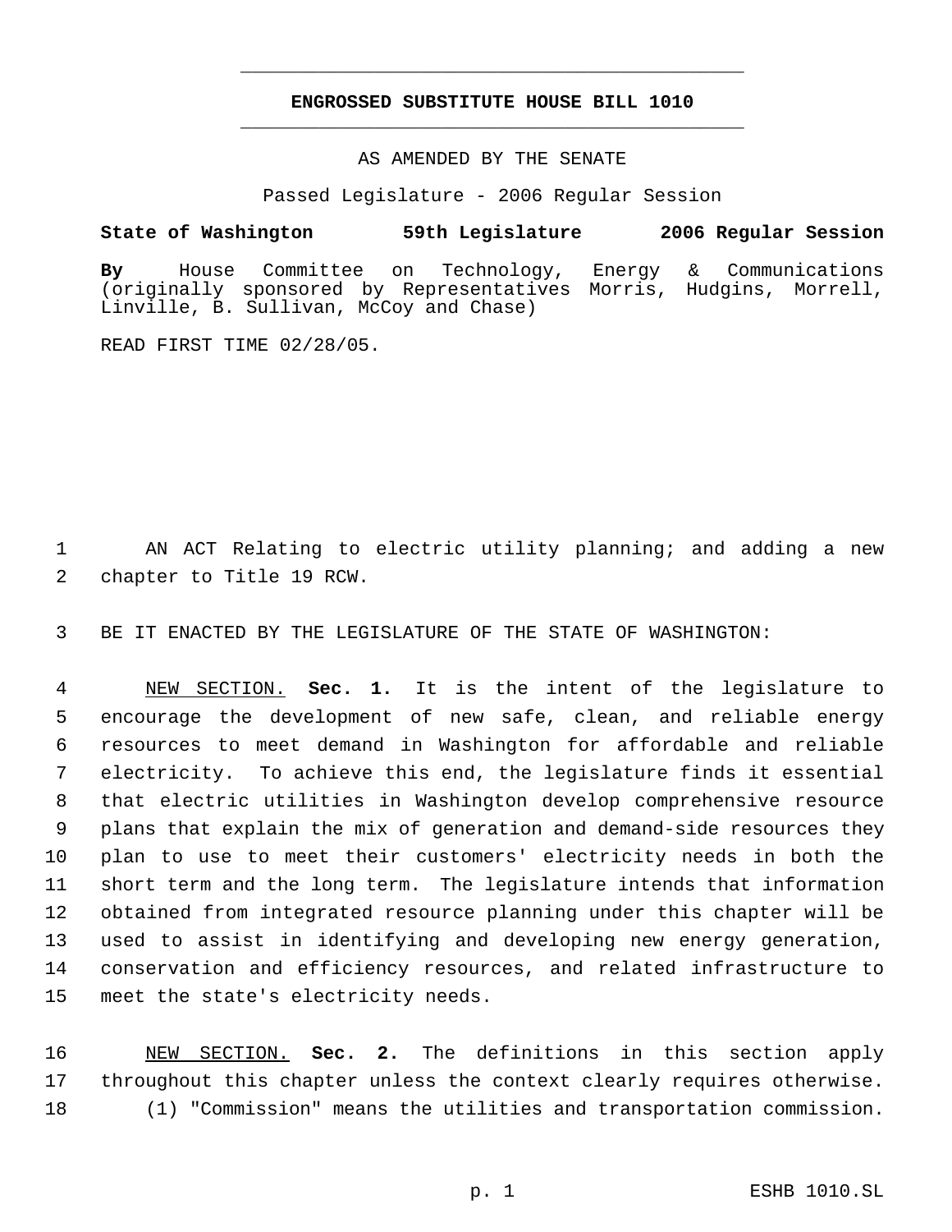# ENGROSSED SUBSTITUTE HOUSE BILL 1010

AS AMENDED BY THE SENATE

Passed Legislature - 2006 Regular Session

**State of Washington 59th Legislature 2006 Regular Session**

**By** House Committee on Technology, Energy & Communications (originally sponsored by Representatives Morris, Hudgins, Morrell, Linville, B. Sullivan, McCoy and Chase)

READ FIRST TIME 02/28/05.

AN ACT Relating to electric utility planning; and adding a new chapter to Title 19 RCW.

BE IT ENACTED BY THE LEGISLATURE OF THE STATE OF WASHINGTON:

NEW SECTION. **Sec. 1.** It is the intent of the legislature to encourage the development of new safe, clean, and reliable energy resources to meet demand in Washington for affordable and reliable electricity. To achieve this end, the legislature finds it essential that electric utilities in Washington develop comprehensive resource plans that explain the mix of generation and demand-side resources they plan to use to meet their customers' electricity needs in both the short term and the long term. The legislature intends that information obtained from integrated resource planning under this chapter will be used to assist in identifying and developing new energy generation, conservation and efficiency resources, and related infrastructure to meet the state's electricity needs.

NEW SECTION. **Sec. 2.** The definitions in this section apply throughout this chapter unless the context clearly requires otherwise.

(1) "Commission" means the utilities and transportation commission.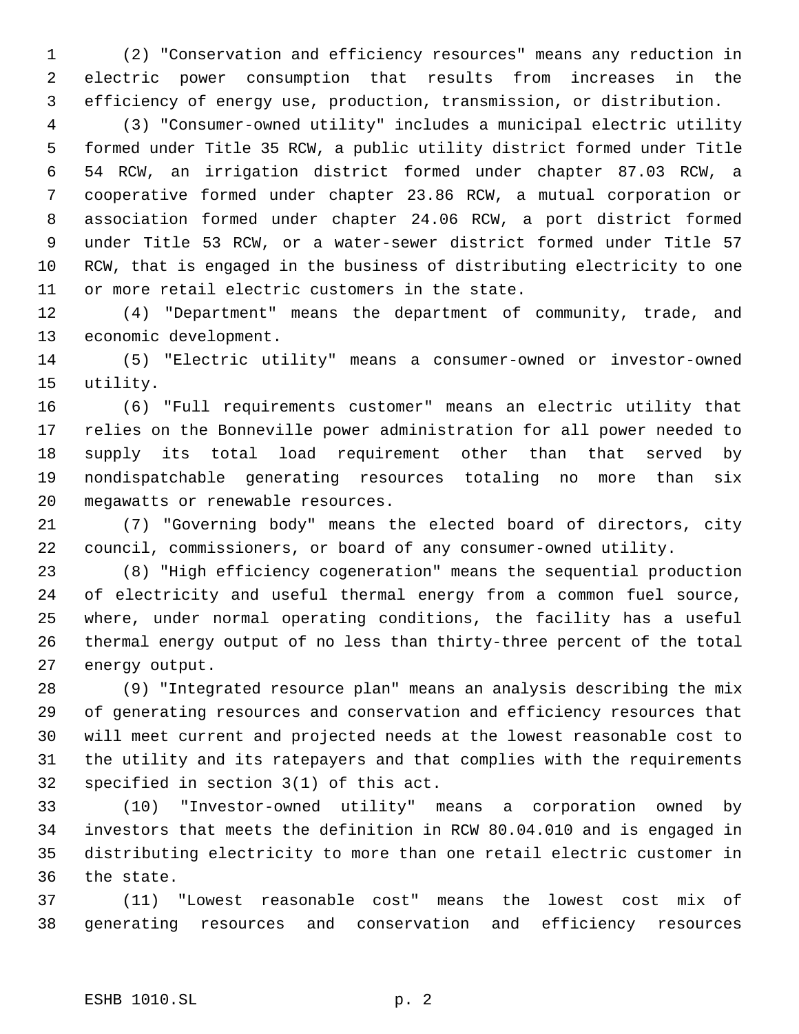(2) "Conservation and efficiency resources" means any reduction in electric power consumption that results from increases in the efficiency of energy use, production, transmission, or distribution.

(3) "Consumer-owned utility" includes a municipal electric utility formed under Title 35 RCW, a public utility district formed under Title 54 RCW, an irrigation district formed under chapter 87.03 RCW, a cooperative formed under chapter 23.86 RCW, a mutual corporation or association formed under chapter 24.06 RCW, a port district formed under Title 53 RCW, or a water-sewer district formed under Title 57 RCW, that is engaged in the business of distributing electricity to one or more retail electric customers in the state.

(4) "Department" means the department of community, trade, and economic development.

(5) "Electric utility" means a consumer-owned or investor-owned utility.

(6) "Full requirements customer" means an electric utility that relies on the Bonneville power administration for all power needed to supply its total load requirement other than that served by nondispatchable generating resources totaling no more than six megawatts or renewable resources.

(7) "Governing body" means the elected board of directors, city council, commissioners, or board of any consumer-owned utility.

(8) "High efficiency cogeneration" means the sequential production of electricity and useful thermal energy from a common fuel source, where, under normal operating conditions, the facility has a useful thermal energy output of no less than thirty-three percent of the total energy output.

(9) "Integrated resource plan" means an analysis describing the mix of generating resources and conservation and efficiency resources that will meet current and projected needs at the lowest reasonable cost to the utility and its ratepayers and that complies with the requirements specified in section 3(1) of this act.

(10) "Investor-owned utility" means a corporation owned by investors that meets the definition in RCW 80.04.010 and is engaged in distributing electricity to more than one retail electric customer in the state.

(11) "Lowest reasonable cost" means the lowest cost mix of generating resources and conservation and efficiency resources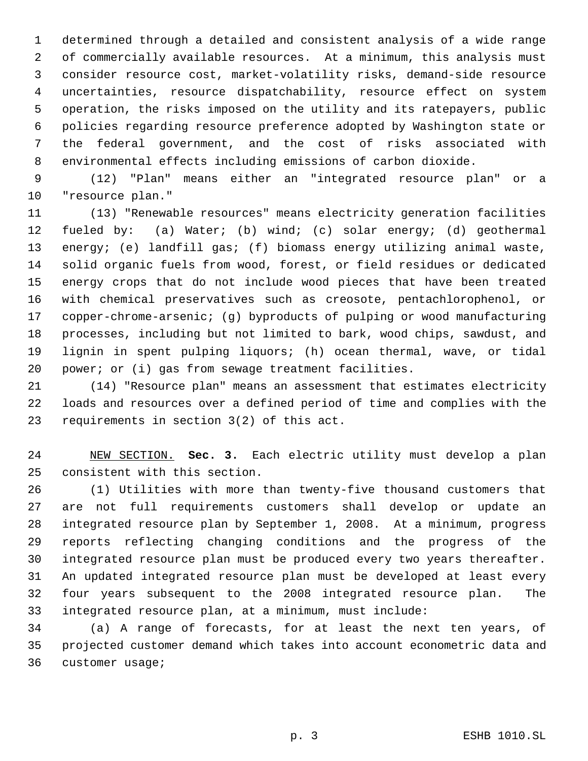determined through a detailed and consistent analysis of a wide range of commercially available resources. At a minimum, this analysis must consider resource cost, market-volatility risks, demand-side resource uncertainties, resource dispatchability, resource effect on system operation, the risks imposed on the utility and its ratepayers, public policies regarding resource preference adopted by Washington state or the federal government, and the cost of risks associated with environmental effects including emissions of carbon dioxide.

(12) "Plan" means either an "integrated resource plan" or a "resource plan."

(13) "Renewable resources" means electricity generation facilities fueled by: (a) Water; (b) wind; (c) solar energy; (d) geothermal energy; (e) landfill gas; (f) biomass energy utilizing animal waste, solid organic fuels from wood, forest, or field residues or dedicated energy crops that do not include wood pieces that have been treated with chemical preservatives such as creosote, pentachlorophenol, or copper-chrome-arsenic; (g) byproducts of pulping or wood manufacturing processes, including but not limited to bark, wood chips, sawdust, and lignin in spent pulping liquors; (h) ocean thermal, wave, or tidal power; or (i) gas from sewage treatment facilities.

(14) "Resource plan" means an assessment that estimates electricity loads and resources over a defined period of time and complies with the requirements in section 3(2) of this act.

NEW SECTION. **Sec. 3.** Each electric utility must develop a plan consistent with this section.

(1) Utilities with more than twenty-five thousand customers that are not full requirements customers shall develop or update an integrated resource plan by September 1, 2008. At a minimum, progress reports reflecting changing conditions and the progress of the integrated resource plan must be produced every two years thereafter. An updated integrated resource plan must be developed at least every four years subsequent to the 2008 integrated resource plan. The integrated resource plan, at a minimum, must include:

(a) A range of forecasts, for at least the next ten years, of projected customer demand which takes into account econometric data and customer usage;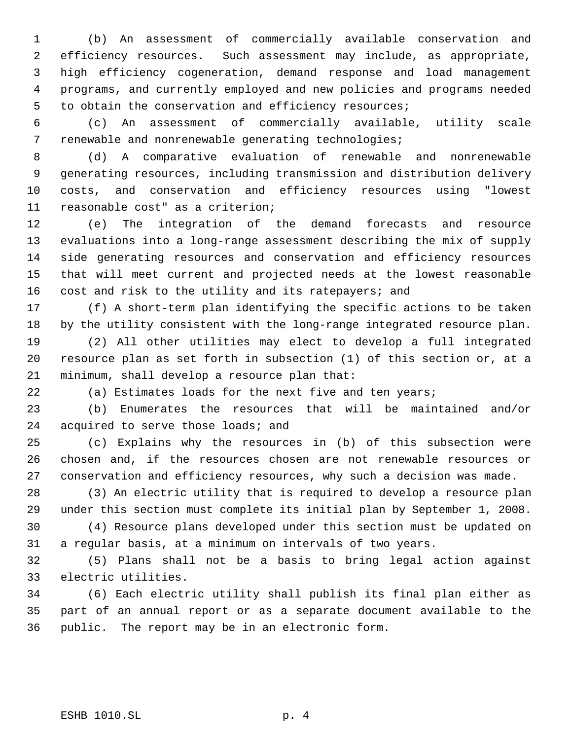(b) An assessment of commercially available conservation and efficiency resources. Such assessment may include, as appropriate, high efficiency cogeneration, demand response and load management programs, and currently employed and new policies and programs needed to obtain the conservation and efficiency resources;

(c) An assessment of commercially available, utility scale renewable and nonrenewable generating technologies;

(d) A comparative evaluation of renewable and nonrenewable generating resources, including transmission and distribution delivery costs, and conservation and efficiency resources using "lowest reasonable cost" as a criterion;

(e) The integration of the demand forecasts and resource evaluations into a long-range assessment describing the mix of supply side generating resources and conservation and efficiency resources that will meet current and projected needs at the lowest reasonable cost and risk to the utility and its ratepayers; and

(f) A short-term plan identifying the specific actions to be taken by the utility consistent with the long-range integrated resource plan.

(2) All other utilities may elect to develop a full integrated resource plan as set forth in subsection (1) of this section or, at a minimum, shall develop a resource plan that:

(a) Estimates loads for the next five and ten years;

(b) Enumerates the resources that will be maintained and/or acquired to serve those loads; and

(c) Explains why the resources in (b) of this subsection were chosen and, if the resources chosen are not renewable resources or conservation and efficiency resources, why such a decision was made.

(3) An electric utility that is required to develop a resource plan under this section must complete its initial plan by September 1, 2008.

(4) Resource plans developed under this section must be updated on a regular basis, at a minimum on intervals of two years.

(5) Plans shall not be a basis to bring legal action against electric utilities.

(6) Each electric utility shall publish its final plan either as part of an annual report or as a separate document available to the public. The report may be in an electronic form.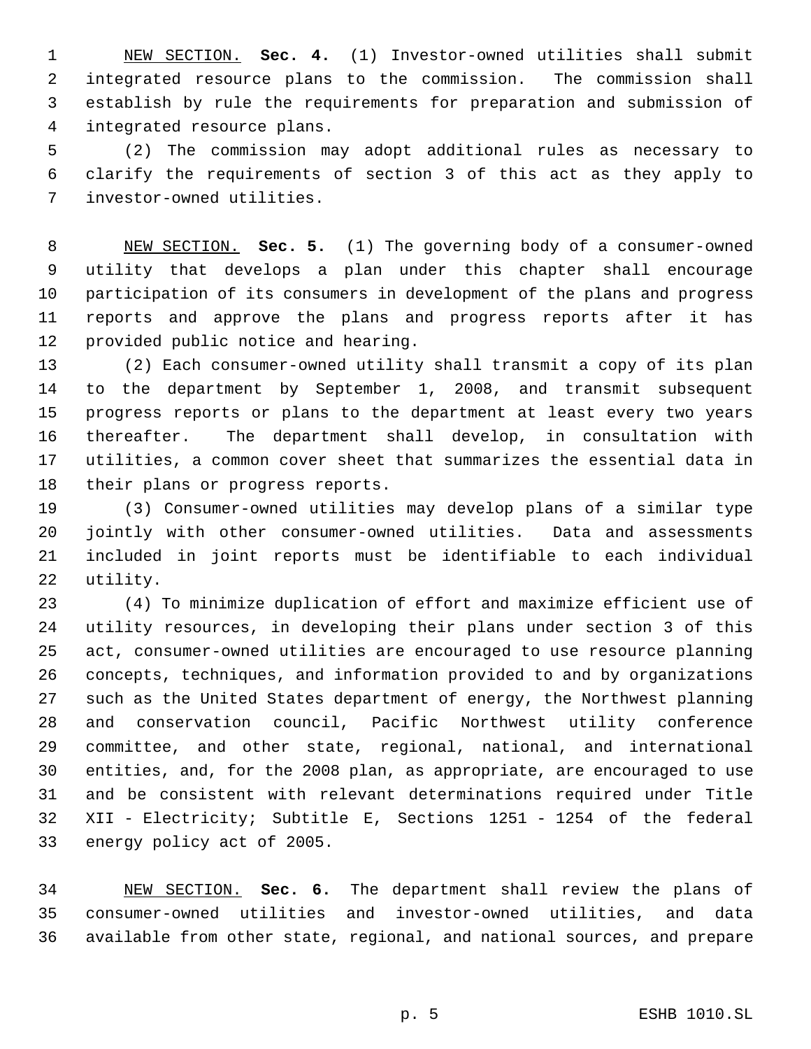NEW SECTION. **Sec. 4.** (1) Investor-owned utilities shall submit integrated resource plans to the commission. The commission shall establish by rule the requirements for preparation and submission of integrated resource plans.

(2) The commission may adopt additional rules as necessary to clarify the requirements of section 3 of this act as they apply to investor-owned utilities.

NEW SECTION. **Sec. 5.** (1) The governing body of a consumer-owned utility that develops a plan under this chapter shall encourage participation of its consumers in development of the plans and progress reports and approve the plans and progress reports after it has provided public notice and hearing.

(2) Each consumer-owned utility shall transmit a copy of its plan to the department by September 1, 2008, and transmit subsequent progress reports or plans to the department at least every two years thereafter. The department shall develop, in consultation with utilities, a common cover sheet that summarizes the essential data in their plans or progress reports.

(3) Consumer-owned utilities may develop plans of a similar type jointly with other consumer-owned utilities. Data and assessments included in joint reports must be identifiable to each individual utility.

(4) To minimize duplication of effort and maximize efficient use of utility resources, in developing their plans under section 3 of this act, consumer-owned utilities are encouraged to use resource planning concepts, techniques, and information provided to and by organizations such as the United States department of energy, the Northwest planning and conservation council, Pacific Northwest utility conference committee, and other state, regional, national, and international entities, and, for the 2008 plan, as appropriate, are encouraged to use and be consistent with relevant determinations required under Title XII - Electricity; Subtitle E, Sections 1251 - 1254 of the federal energy policy act of 2005.

NEW SECTION. **Sec. 6.** The department shall review the plans of consumer-owned utilities and investor-owned utilities, and data available from other state, regional, and national sources, and prepare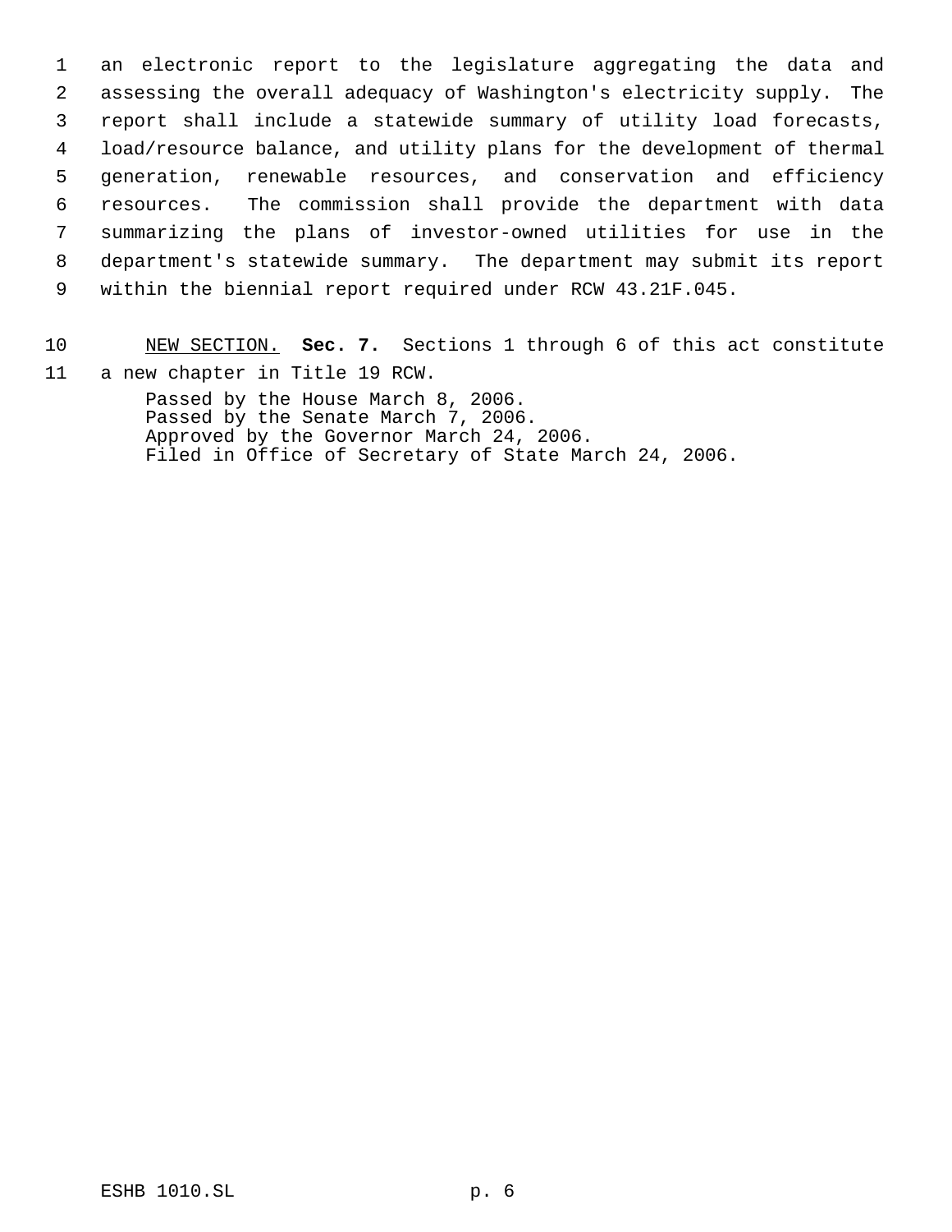an electronic report to the legislature aggregating the data and assessing the overall adequacy of Washington's electricity supply. The report shall include a statewide summary of utility load forecasts, load/resource balance, and utility plans for the development of thermal generation, renewable resources, and conservation and efficiency resources. The commission shall provide the department with data summarizing the plans of investor-owned utilities for use in the department's statewide summary. The department may submit its report within the biennial report required under RCW 43.21F.045.

NEW SECTION. **Sec. 7.** Sections 1 through 6 of this act constitute a new chapter in Title 19 RCW.

Passed by the House March 8, 2006.
Passed by the Senate March 7, 2006.
Approved by the Governor March 24, 2006.
Filed in Office of Secretary of State March 24, 2006.